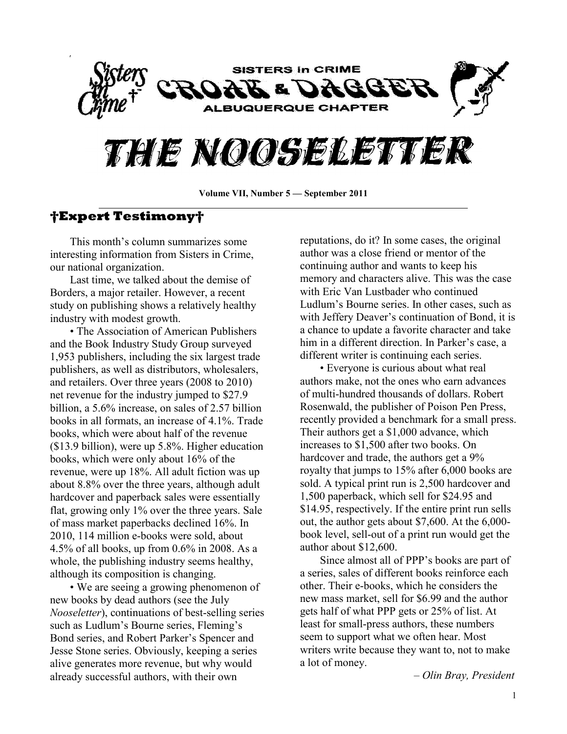SISTERS in CRIME

CROAK & DAGGER

ALBUQUERQUE CHAPTER

# THE NOOSELETTER

**Volume VII, Number 5 — September 2011**

## †Expert Testimony†

This month's column summarizes some interesting information from Sisters in Crime, our national organization.

Last time, we talked about the demise of Borders, a major retailer. However, a recent study on publishing shows a relatively healthy industry with modest growth.

• The Association of American Publishers and the Book Industry Study Group surveyed 1,953 publishers, including the six largest trade publishers, as well as distributors, wholesalers, and retailers. Over three years (2008 to 2010) net revenue for the industry jumped to $27.9 billion, a 5.6% increase, on sales of 2.57 billion books in all formats, an increase of 4.1%. Trade books, which were about half of the revenue ($13.9 billion), were up 5.8%. Higher education books, which were only about 16% of the revenue, were up 18%. All adult fiction was up about 8.8% over the three years, although adult hardcover and paperback sales were essentially flat, growing only 1% over the three years. Sale of mass market paperbacks declined 16%. In 2010, 114 million e-books were sold, about 4.5% of all books, up from 0.6% in 2008. As a whole, the publishing industry seems healthy, although its composition is changing.

• We are seeing a growing phenomenon of new books by dead authors (see the July *Nooseletter*), continuations of best-selling series such as Ludlum's Bourne series, Fleming's Bond series, and Robert Parker's Spencer and Jesse Stone series. Obviously, keeping a series alive generates more revenue, but why would already successful authors, with their own reputations, do it? In some cases, the original author was a close friend or mentor of the continuing author and wants to keep his memory and characters alive. This was the case with Eric Van Lustbader who continued Ludlum's Bourne series. In other cases, such as with Jeffery Deaver's continuation of Bond, it is a chance to update a favorite character and take him in a different direction. In Parker's case, a different writer is continuing each series.

• Everyone is curious about what real authors make, not the ones who earn advances of multi-hundred thousands of dollars. Robert Rosenwald, the publisher of Poison Pen Press, recently provided a benchmark for a small press. Their authors get a $1,000 advance, which increases to $1,500 after two books. On hardcover and trade, the authors get a 9% royalty that jumps to 15% after 6,000 books are sold. A typical print run is 2,500 hardcover and 1,500 paperback, which sell for $24.95 and $14.95, respectively. If the entire print run sells out, the author gets about $7,600. At the 6,000-book level, sell-out of a print run would get the author about $12,600.

Since almost all of PPP's books are part of a series, sales of different books reinforce each other. Their e-books, which he considers the new mass market, sell for $6.99 and the author gets half of what PPP gets or 25% of list. At least for small-press authors, these numbers seem to support what we often hear. Most writers write because they want to, not to make a lot of money.

*– Olin Bray, President*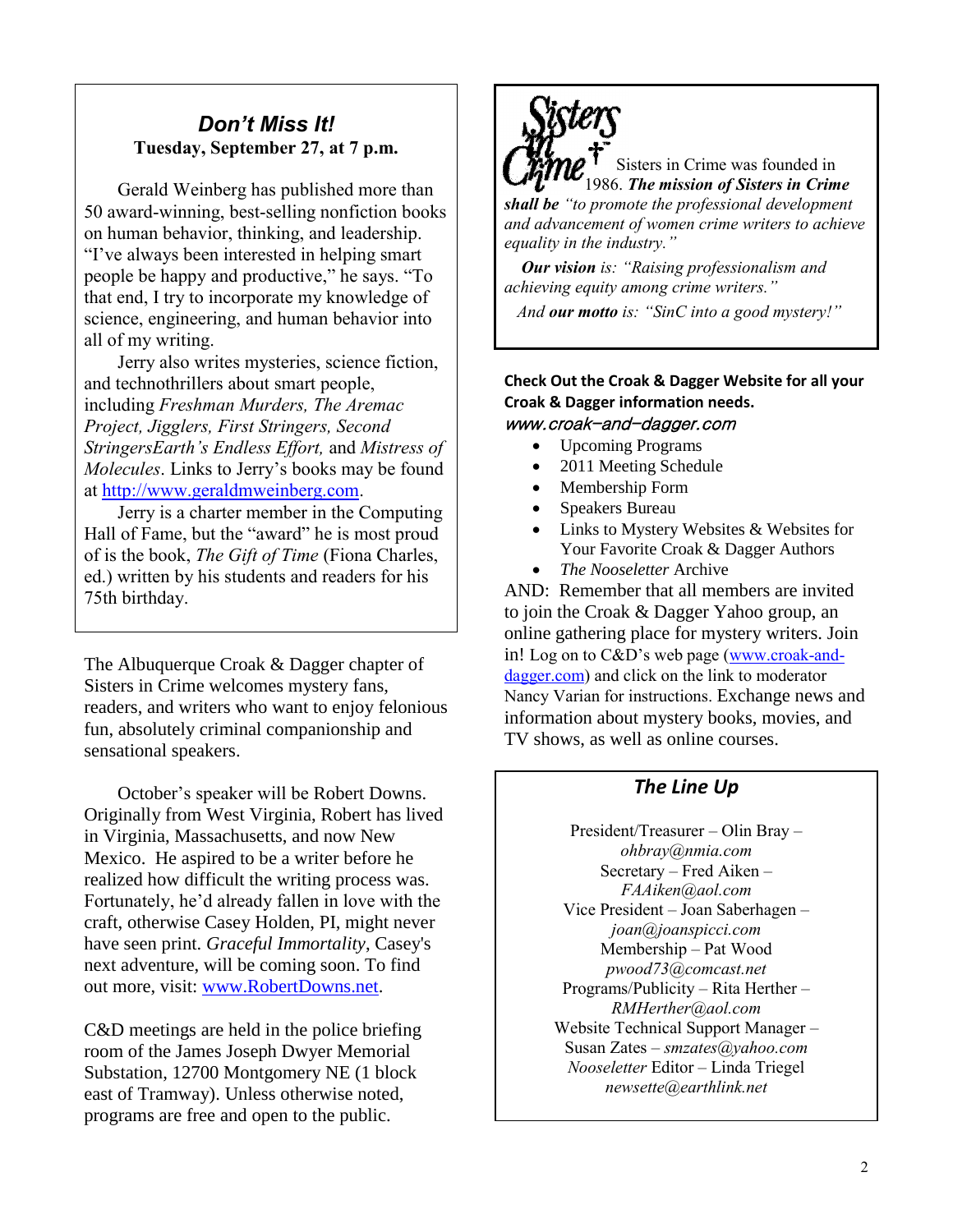## *Don't Miss It!*

**Tuesday, September 27, at 7 p.m.**

Gerald Weinberg has published more than 50 award-winning, best-selling nonfiction books on human behavior, thinking, and leadership. "I've always been interested in helping smart people be happy and productive," he says. "To that end, I try to incorporate my knowledge of science, engineering, and human behavior into all of my writing.

Jerry also writes mysteries, science fiction, and technothrillers about smart people, including *Freshman Murders, The Aremac Project, Jigglers, First Stringers, Second StringersEarth's Endless Effort,* and *Mistress of Molecules*. Links to Jerry's books may be found at http://www.geraldmweinberg.com.

Jerry is a charter member in the Computing Hall of Fame, but the "award" he is most proud of is the book, *The Gift of Time* (Fiona Charles, ed.) written by his students and readers for his 75th birthday.

The Albuquerque Croak & Dagger chapter of Sisters in Crime welcomes mystery fans, readers, and writers who want to enjoy felonious fun, absolutely criminal companionship and sensational speakers.

October's speaker will be Robert Downs. Originally from West Virginia, Robert has lived in Virginia, Massachusetts, and now New Mexico. He aspired to be a writer before he realized how difficult the writing process was. Fortunately, he'd already fallen in love with the craft, otherwise Casey Holden, PI, might never have seen print. *Graceful Immortality*, Casey's next adventure, will be coming soon. To find out more, visit: www.RobertDowns.net.

C&D meetings are held in the police briefing room of the James Joseph Dwyer Memorial Substation, 12700 Montgomery NE (1 block east of Tramway). Unless otherwise noted, programs are free and open to the public.

Sisters in Crime

Sisters in Crime was founded in 1986. ***The mission of Sisters in Crime shall be*** *"to promote the professional development and advancement of women crime writers to achieve equality in the industry."*

***Our vision*** *is: "Raising professionalism and achieving equity among crime writers."*

*And **our motto** is: "SinC into a good mystery!"*

**Check Out the Croak & Dagger Website for all your Croak & Dagger information needs.**

*www.croak-and-dagger.com*

- Upcoming Programs
- 2011 Meeting Schedule
- Membership Form
- Speakers Bureau
- Links to Mystery Websites & Websites for Your Favorite Croak & Dagger Authors
- *The Nooseletter* Archive

AND: Remember that all members are invited to join the Croak & Dagger Yahoo group, an online gathering place for mystery writers. Join in! Log on to C&D's web page (www.croak-and-dagger.com) and click on the link to moderator Nancy Varian for instructions. Exchange news and information about mystery books, movies, and TV shows, as well as online courses.

## *The Line Up*

President/Treasurer – Olin Bray – *ohbray@nmia.com*
Secretary – Fred Aiken – *FAAiken@aol.com*
Vice President – Joan Saberhagen – *joan@joanspicci.com*
Membership – Pat Wood *pwood73@comcast.net*
Programs/Publicity – Rita Herther – *RMHerther@aol.com*
Website Technical Support Manager – Susan Zates – *smzates@yahoo.com*
*Nooseletter* Editor – Linda Triegel *newsette@earthlink.net*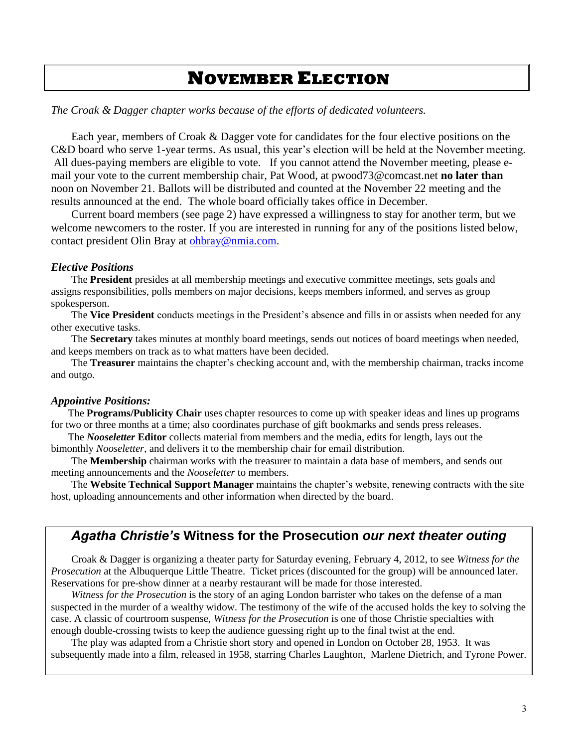# NOVEMBER ELECTION

*The Croak & Dagger chapter works because of the efforts of dedicated volunteers.*

Each year, members of Croak & Dagger vote for candidates for the four elective positions on the C&D board who serve 1-year terms. As usual, this year's election will be held at the November meeting. All dues-paying members are eligible to vote. If you cannot attend the November meeting, please e-mail your vote to the current membership chair, Pat Wood, at pwood73@comcast.net **no later than** noon on November 21. Ballots will be distributed and counted at the November 22 meeting and the results announced at the end. The whole board officially takes office in December.

Current board members (see page 2) have expressed a willingness to stay for another term, but we welcome newcomers to the roster. If you are interested in running for any of the positions listed below, contact president Olin Bray at ohbray@nmia.com.

### *Elective Positions*

The **President** presides at all membership meetings and executive committee meetings, sets goals and assigns responsibilities, polls members on major decisions, keeps members informed, and serves as group spokesperson.

The **Vice President** conducts meetings in the President's absence and fills in or assists when needed for any other executive tasks.

The **Secretary** takes minutes at monthly board meetings, sends out notices of board meetings when needed, and keeps members on track as to what matters have been decided.

The **Treasurer** maintains the chapter's checking account and, with the membership chairman, tracks income and outgo.

### *Appointive Positions:*

The **Programs/Publicity Chair** uses chapter resources to come up with speaker ideas and lines up programs for two or three months at a time; also coordinates purchase of gift bookmarks and sends press releases.

The ***Nooseletter*** **Editor** collects material from members and the media, edits for length, lays out the bimonthly *Nooseletter*, and delivers it to the membership chair for email distribution.

The **Membership** chairman works with the treasurer to maintain a data base of members, and sends out meeting announcements and the *Nooseletter* to members.

The **Website Technical Support Manager** maintains the chapter's website, renewing contracts with the site host, uploading announcements and other information when directed by the board.

## *Agatha Christie's* Witness for the Prosecution *our next theater outing*

Croak & Dagger is organizing a theater party for Saturday evening, February 4, 2012, to see *Witness for the Prosecution* at the Albuquerque Little Theatre. Ticket prices (discounted for the group) will be announced later. Reservations for pre-show dinner at a nearby restaurant will be made for those interested.

*Witness for the Prosecution* is the story of an aging London barrister who takes on the defense of a man suspected in the murder of a wealthy widow. The testimony of the wife of the accused holds the key to solving the case. A classic of courtroom suspense, *Witness for the Prosecution* is one of those Christie specialties with enough double-crossing twists to keep the audience guessing right up to the final twist at the end.

The play was adapted from a Christie short story and opened in London on October 28, 1953. It was subsequently made into a film, released in 1958, starring Charles Laughton, Marlene Dietrich, and Tyrone Power.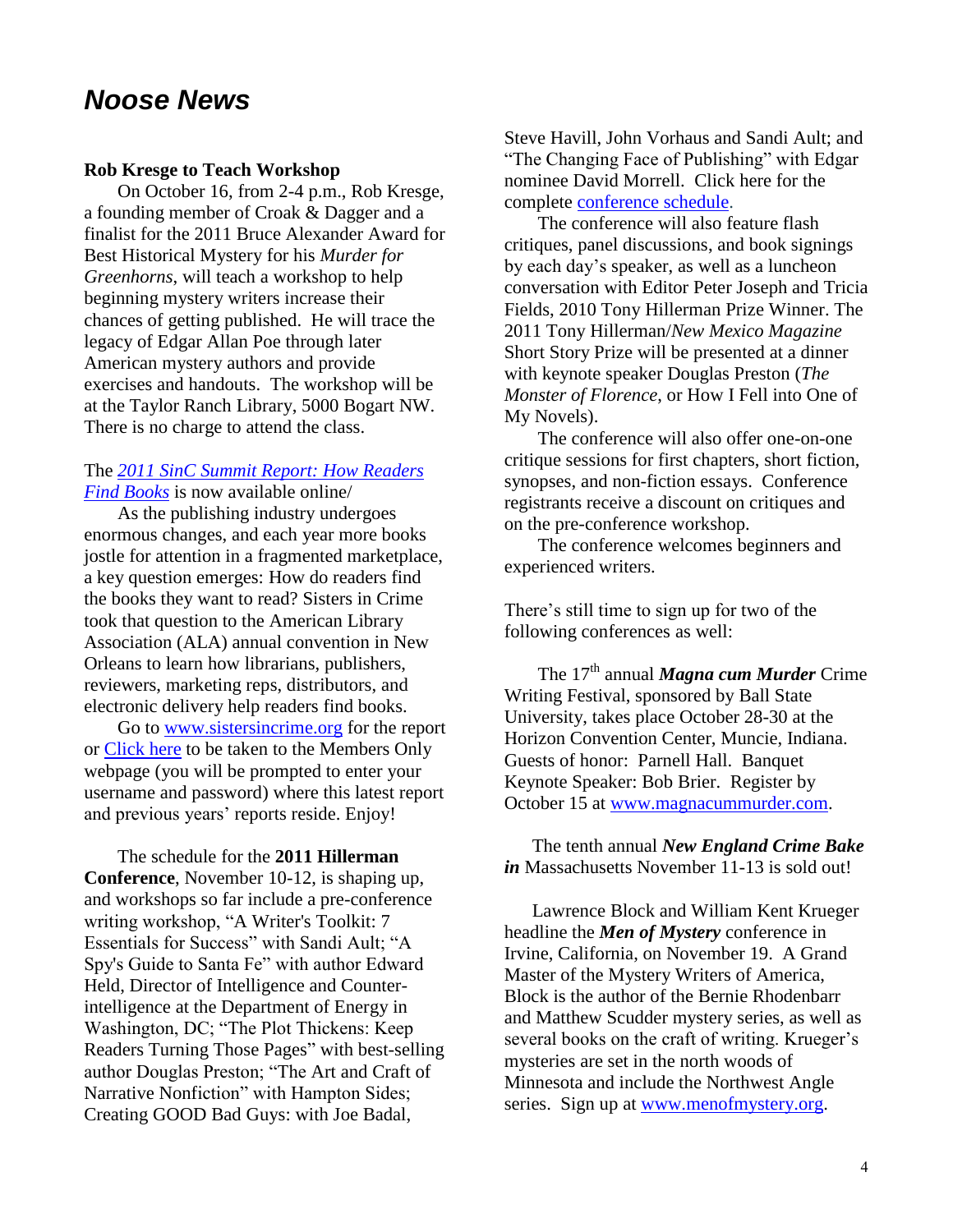# *Noose News*

**Rob Kresge to Teach Workshop**

On October 16, from 2-4 p.m., Rob Kresge, a founding member of Croak & Dagger and a finalist for the 2011 Bruce Alexander Award for Best Historical Mystery for his *Murder for Greenhorns*, will teach a workshop to help beginning mystery writers increase their chances of getting published. He will trace the legacy of Edgar Allan Poe through later American mystery authors and provide exercises and handouts. The workshop will be at the Taylor Ranch Library, 5000 Bogart NW. There is no charge to attend the class.

The *2011 SinC Summit Report: How Readers Find Books* is now available online/

As the publishing industry undergoes enormous changes, and each year more books jostle for attention in a fragmented marketplace, a key question emerges: How do readers find the books they want to read? Sisters in Crime took that question to the American Library Association (ALA) annual convention in New Orleans to learn how librarians, publishers, reviewers, marketing reps, distributors, and electronic delivery help readers find books.

Go to www.sistersincrime.org for the report or Click here to be taken to the Members Only webpage (you will be prompted to enter your username and password) where this latest report and previous years' reports reside. Enjoy!

The schedule for the **2011 Hillerman Conference**, November 10-12, is shaping up, and workshops so far include a pre-conference writing workshop, "A Writer's Toolkit: 7 Essentials for Success" with Sandi Ault; "A Spy's Guide to Santa Fe" with author Edward Held, Director of Intelligence and Counter-intelligence at the Department of Energy in Washington, DC; "The Plot Thickens: Keep Readers Turning Those Pages" with best-selling author Douglas Preston; "The Art and Craft of Narrative Nonfiction" with Hampton Sides; Creating GOOD Bad Guys: with Joe Badal, Steve Havill, John Vorhaus and Sandi Ault; and "The Changing Face of Publishing" with Edgar nominee David Morrell. Click here for the complete conference schedule.

The conference will also feature flash critiques, panel discussions, and book signings by each day's speaker, as well as a luncheon conversation with Editor Peter Joseph and Tricia Fields, 2010 Tony Hillerman Prize Winner. The 2011 Tony Hillerman/*New Mexico Magazine* Short Story Prize will be presented at a dinner with keynote speaker Douglas Preston (*The Monster of Florence*, or How I Fell into One of My Novels).

The conference will also offer one-on-one critique sessions for first chapters, short fiction, synopses, and non-fiction essays. Conference registrants receive a discount on critiques and on the pre-conference workshop.

The conference welcomes beginners and experienced writers.

There's still time to sign up for two of the following conferences as well:

The 17th annual ***Magna cum Murder*** Crime Writing Festival, sponsored by Ball State University, takes place October 28-30 at the Horizon Convention Center, Muncie, Indiana. Guests of honor: Parnell Hall. Banquet Keynote Speaker: Bob Brier. Register by October 15 at www.magnacummurder.com.

The tenth annual ***New England Crime Bake in*** Massachusetts November 11-13 is sold out!

Lawrence Block and William Kent Krueger headline the ***Men of Mystery*** conference in Irvine, California, on November 19. A Grand Master of the Mystery Writers of America, Block is the author of the Bernie Rhodenbarr and Matthew Scudder mystery series, as well as several books on the craft of writing. Krueger's mysteries are set in the north woods of Minnesota and include the Northwest Angle series. Sign up at www.menofmystery.org.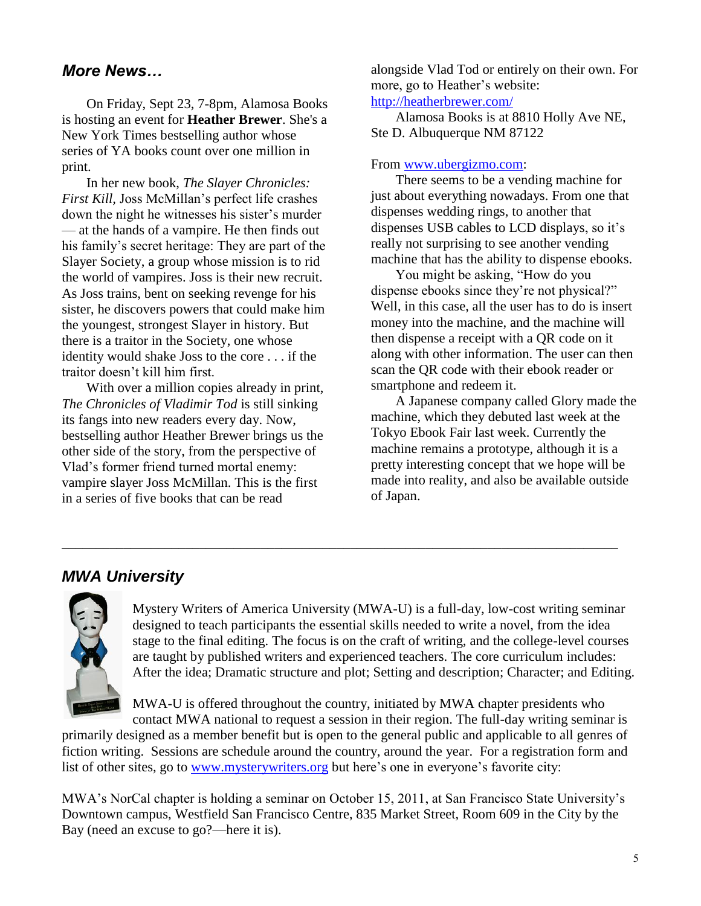## *More News…*

On Friday, Sept 23, 7-8pm, Alamosa Books is hosting an event for **Heather Brewer**. She's a New York Times bestselling author whose series of YA books count over one million in print.

In her new book, *The Slayer Chronicles: First Kill*, Joss McMillan's perfect life crashes down the night he witnesses his sister's murder — at the hands of a vampire. He then finds out his family's secret heritage: They are part of the Slayer Society, a group whose mission is to rid the world of vampires. Joss is their new recruit. As Joss trains, bent on seeking revenge for his sister, he discovers powers that could make him the youngest, strongest Slayer in history. But there is a traitor in the Society, one whose identity would shake Joss to the core . . . if the traitor doesn't kill him first.

With over a million copies already in print, *The Chronicles of Vladimir Tod* is still sinking its fangs into new readers every day. Now, bestselling author Heather Brewer brings us the other side of the story, from the perspective of Vlad's former friend turned mortal enemy: vampire slayer Joss McMillan. This is the first in a series of five books that can be read alongside Vlad Tod or entirely on their own. For more, go to Heather's website: http://heatherbrewer.com/

Alamosa Books is at 8810 Holly Ave NE, Ste D. Albuquerque NM 87122

From www.ubergizmo.com:

There seems to be a vending machine for just about everything nowadays. From one that dispenses wedding rings, to another that dispenses USB cables to LCD displays, so it's really not surprising to see another vending machine that has the ability to dispense ebooks.

You might be asking, "How do you dispense ebooks since they're not physical?" Well, in this case, all the user has to do is insert money into the machine, and the machine will then dispense a receipt with a QR code on it along with other information. The user can then scan the QR code with their ebook reader or smartphone and redeem it.

A Japanese company called Glory made the machine, which they debuted last week at the Tokyo Ebook Fair last week. Currently the machine remains a prototype, although it is a pretty interesting concept that we hope will be made into reality, and also be available outside of Japan.

---

## *MWA University*

Mystery Writers of America University (MWA-U) is a full-day, low-cost writing seminar designed to teach participants the essential skills needed to write a novel, from the idea stage to the final editing. The focus is on the craft of writing, and the college-level courses are taught by published writers and experienced teachers. The core curriculum includes: After the idea; Dramatic structure and plot; Setting and description; Character; and Editing.

MWA-U is offered throughout the country, initiated by MWA chapter presidents who contact MWA national to request a session in their region. The full-day writing seminar is primarily designed as a member benefit but is open to the general public and applicable to all genres of fiction writing. Sessions are schedule around the country, around the year. For a registration form and list of other sites, go to www.mysterywriters.org but here's one in everyone's favorite city:

MWA's NorCal chapter is holding a seminar on October 15, 2011, at San Francisco State University's Downtown campus, Westfield San Francisco Centre, 835 Market Street, Room 609 in the City by the Bay (need an excuse to go?—here it is).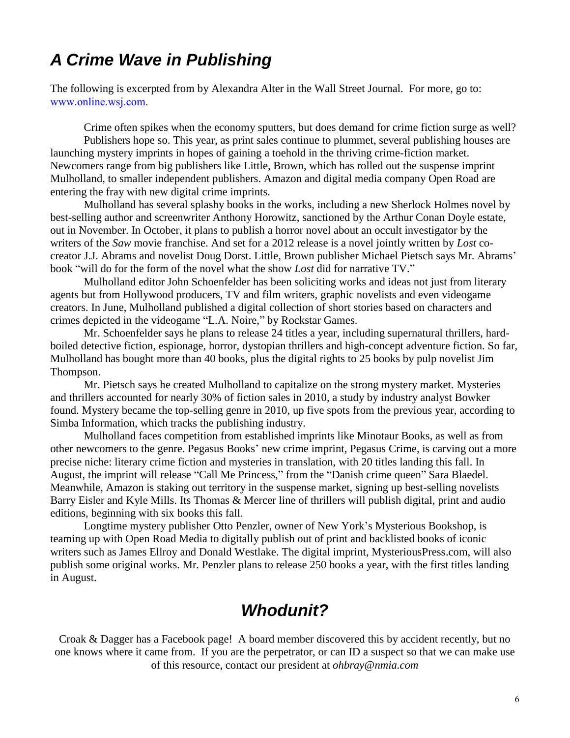## *A Crime Wave in Publishing*

The following is excerpted from by Alexandra Alter in the Wall Street Journal. For more, go to: [www.online.wsj.com](http://www.online.wsj.com).

Crime often spikes when the economy sputters, but does demand for crime fiction surge as well?

Publishers hope so. This year, as print sales continue to plummet, several publishing houses are launching mystery imprints in hopes of gaining a toehold in the thriving crime-fiction market. Newcomers range from big publishers like Little, Brown, which has rolled out the suspense imprint Mulholland, to smaller independent publishers. Amazon and digital media company Open Road are entering the fray with new digital crime imprints.

Mulholland has several splashy books in the works, including a new Sherlock Holmes novel by best-selling author and screenwriter Anthony Horowitz, sanctioned by the Arthur Conan Doyle estate, out in November. In October, it plans to publish a horror novel about an occult investigator by the writers of the *Saw* movie franchise. And set for a 2012 release is a novel jointly written by *Lost* co-creator J.J. Abrams and novelist Doug Dorst. Little, Brown publisher Michael Pietsch says Mr. Abrams' book "will do for the form of the novel what the show *Lost* did for narrative TV."

Mulholland editor John Schoenfelder has been soliciting works and ideas not just from literary agents but from Hollywood producers, TV and film writers, graphic novelists and even videogame creators. In June, Mulholland published a digital collection of short stories based on characters and crimes depicted in the videogame "L.A. Noire," by Rockstar Games.

Mr. Schoenfelder says he plans to release 24 titles a year, including supernatural thrillers, hard-boiled detective fiction, espionage, horror, dystopian thrillers and high-concept adventure fiction. So far, Mulholland has bought more than 40 books, plus the digital rights to 25 books by pulp novelist Jim Thompson.

Mr. Pietsch says he created Mulholland to capitalize on the strong mystery market. Mysteries and thrillers accounted for nearly 30% of fiction sales in 2010, a study by industry analyst Bowker found. Mystery became the top-selling genre in 2010, up five spots from the previous year, according to Simba Information, which tracks the publishing industry.

Mulholland faces competition from established imprints like Minotaur Books, as well as from other newcomers to the genre. Pegasus Books' new crime imprint, Pegasus Crime, is carving out a more precise niche: literary crime fiction and mysteries in translation, with 20 titles landing this fall. In August, the imprint will release "Call Me Princess," from the "Danish crime queen" Sara Blaedel. Meanwhile, Amazon is staking out territory in the suspense market, signing up best-selling novelists Barry Eisler and Kyle Mills. Its Thomas & Mercer line of thrillers will publish digital, print and audio editions, beginning with six books this fall.

Longtime mystery publisher Otto Penzler, owner of New York's Mysterious Bookshop, is teaming up with Open Road Media to digitally publish out of print and backlisted books of iconic writers such as James Ellroy and Donald Westlake. The digital imprint, MysteriousPress.com, will also publish some original works. Mr. Penzler plans to release 250 books a year, with the first titles landing in August.

## *Whodunit?*

Croak & Dagger has a Facebook page! A board member discovered this by accident recently, but no one knows where it came from. If you are the perpetrator, or can ID a suspect so that we can make use of this resource, contact our president at *ohbray@nmia.com*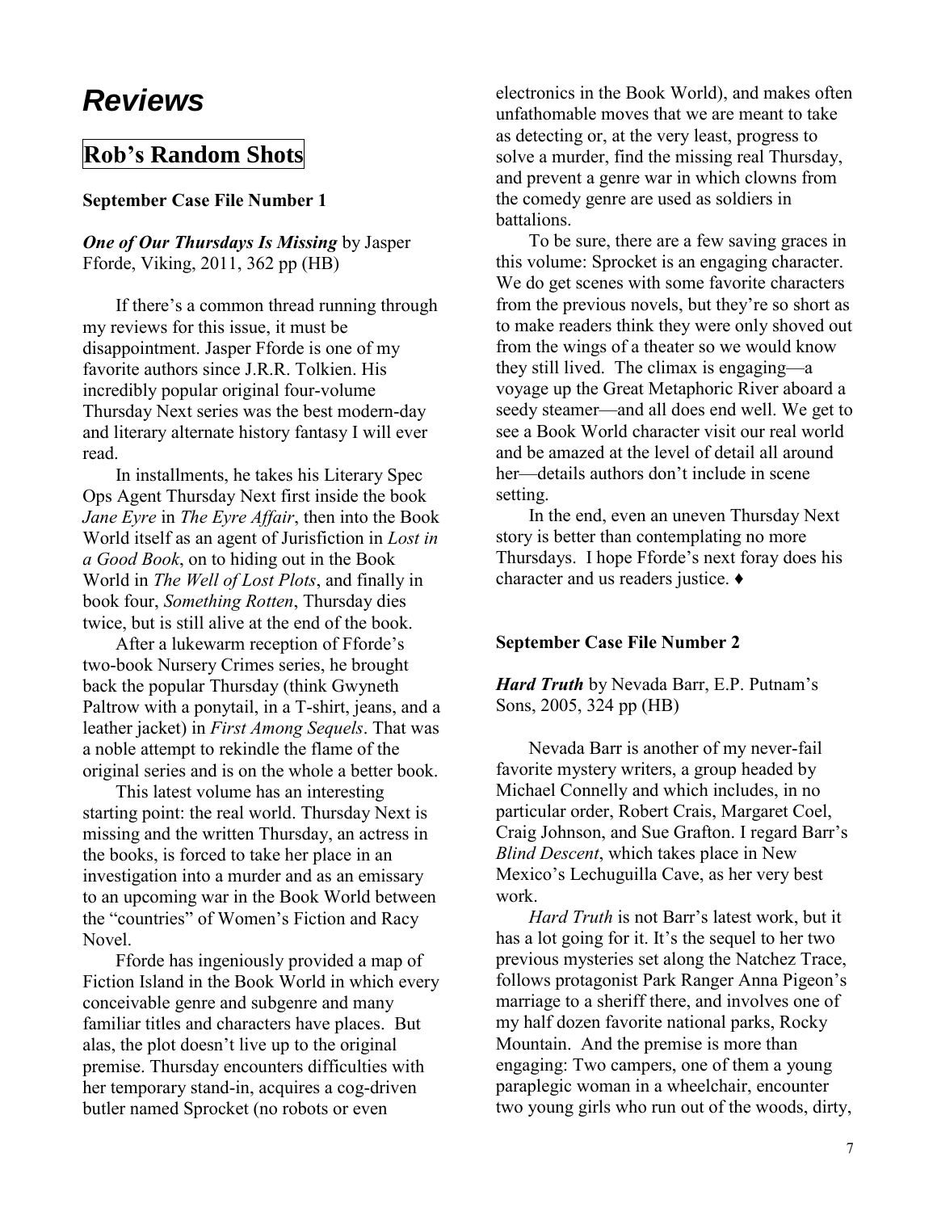# *Reviews*

## Rob's Random Shots

**September Case File Number 1**

***One of Our Thursdays Is Missing*** by Jasper Fforde, Viking, 2011, 362 pp (HB)

If there's a common thread running through my reviews for this issue, it must be disappointment. Jasper Fforde is one of my favorite authors since J.R.R. Tolkien. His incredibly popular original four-volume Thursday Next series was the best modern-day and literary alternate history fantasy I will ever read.

In installments, he takes his Literary Spec Ops Agent Thursday Next first inside the book *Jane Eyre* in *The Eyre Affair*, then into the Book World itself as an agent of Jurisfiction in *Lost in a Good Book*, on to hiding out in the Book World in *The Well of Lost Plots*, and finally in book four, *Something Rotten*, Thursday dies twice, but is still alive at the end of the book.

After a lukewarm reception of Fforde's two-book Nursery Crimes series, he brought back the popular Thursday (think Gwyneth Paltrow with a ponytail, in a T-shirt, jeans, and a leather jacket) in *First Among Sequels*. That was a noble attempt to rekindle the flame of the original series and is on the whole a better book.

This latest volume has an interesting starting point: the real world. Thursday Next is missing and the written Thursday, an actress in the books, is forced to take her place in an investigation into a murder and as an emissary to an upcoming war in the Book World between the "countries" of Women's Fiction and Racy Novel.

Fforde has ingeniously provided a map of Fiction Island in the Book World in which every conceivable genre and subgenre and many familiar titles and characters have places. But alas, the plot doesn't live up to the original premise. Thursday encounters difficulties with her temporary stand-in, acquires a cog-driven butler named Sprocket (no robots or even electronics in the Book World), and makes often unfathomable moves that we are meant to take as detecting or, at the very least, progress to solve a murder, find the missing real Thursday, and prevent a genre war in which clowns from the comedy genre are used as soldiers in battalions.

To be sure, there are a few saving graces in this volume: Sprocket is an engaging character. We do get scenes with some favorite characters from the previous novels, but they're so short as to make readers think they were only shoved out from the wings of a theater so we would know they still lived. The climax is engaging—a voyage up the Great Metaphoric River aboard a seedy steamer—and all does end well. We get to see a Book World character visit our real world and be amazed at the level of detail all around her—details authors don't include in scene setting.

In the end, even an uneven Thursday Next story is better than contemplating no more Thursdays. I hope Fforde's next foray does his character and us readers justice. ♦

**September Case File Number 2**

***Hard Truth*** by Nevada Barr, E.P. Putnam's Sons, 2005, 324 pp (HB)

Nevada Barr is another of my never-fail favorite mystery writers, a group headed by Michael Connelly and which includes, in no particular order, Robert Crais, Margaret Coel, Craig Johnson, and Sue Grafton. I regard Barr's *Blind Descent*, which takes place in New Mexico's Lechuguilla Cave, as her very best work.

*Hard Truth* is not Barr's latest work, but it has a lot going for it. It's the sequel to her two previous mysteries set along the Natchez Trace, follows protagonist Park Ranger Anna Pigeon's marriage to a sheriff there, and involves one of my half dozen favorite national parks, Rocky Mountain. And the premise is more than engaging: Two campers, one of them a young paraplegic woman in a wheelchair, encounter two young girls who run out of the woods, dirty,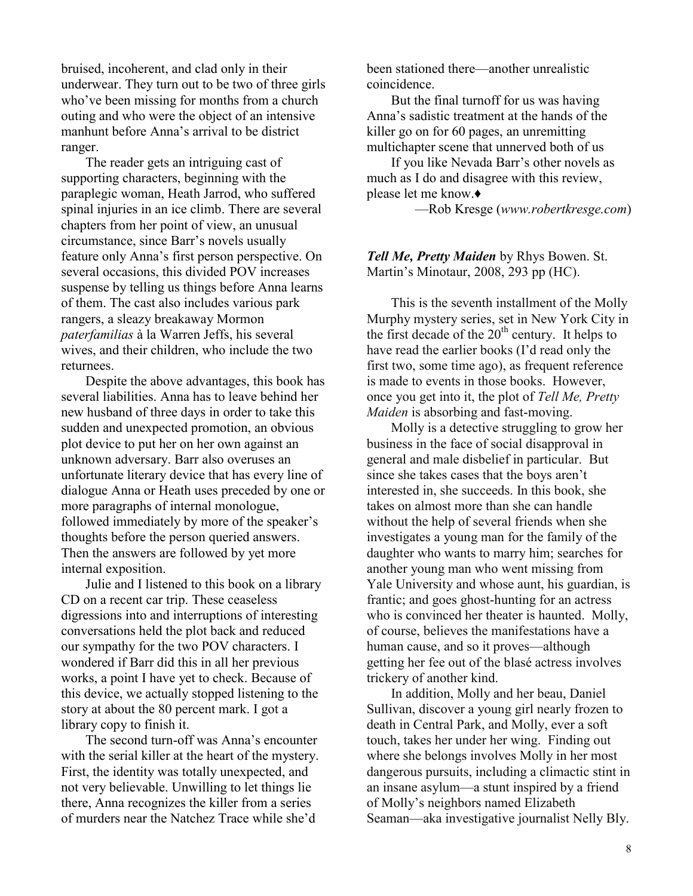bruised, incoherent, and clad only in their underwear. They turn out to be two of three girls who've been missing for months from a church outing and who were the object of an intensive manhunt before Anna's arrival to be district ranger.

The reader gets an intriguing cast of supporting characters, beginning with the paraplegic woman, Heath Jarrod, who suffered spinal injuries in an ice climb. There are several chapters from her point of view, an unusual circumstance, since Barr's novels usually feature only Anna's first person perspective. On several occasions, this divided POV increases suspense by telling us things before Anna learns of them. The cast also includes various park rangers, a sleazy breakaway Mormon *paterfamilias* à la Warren Jeffs, his several wives, and their children, who include the two returnees.

Despite the above advantages, this book has several liabilities. Anna has to leave behind her new husband of three days in order to take this sudden and unexpected promotion, an obvious plot device to put her on her own against an unknown adversary. Barr also overuses an unfortunate literary device that has every line of dialogue Anna or Heath uses preceded by one or more paragraphs of internal monologue, followed immediately by more of the speaker's thoughts before the person queried answers. Then the answers are followed by yet more internal exposition.

Julie and I listened to this book on a library CD on a recent car trip. These ceaseless digressions into and interruptions of interesting conversations held the plot back and reduced our sympathy for the two POV characters. I wondered if Barr did this in all her previous works, a point I have yet to check. Because of this device, we actually stopped listening to the story at about the 80 percent mark. I got a library copy to finish it.

The second turn-off was Anna's encounter with the serial killer at the heart of the mystery. First, the identity was totally unexpected, and not very believable. Unwilling to let things lie there, Anna recognizes the killer from a series of murders near the Natchez Trace while she'd been stationed there—another unrealistic coincidence.

But the final turnoff for us was having Anna's sadistic treatment at the hands of the killer go on for 60 pages, an unremitting multichapter scene that unnerved both of us

If you like Nevada Barr's other novels as much as I do and disagree with this review, please let me know.♦

—Rob Kresge (*www.robertkresge.com*)

***Tell Me, Pretty Maiden*** by Rhys Bowen. St. Martin's Minotaur, 2008, 293 pp (HC).

This is the seventh installment of the Molly Murphy mystery series, set in New York City in the first decade of the 20th century. It helps to have read the earlier books (I'd read only the first two, some time ago), as frequent reference is made to events in those books. However, once you get into it, the plot of *Tell Me, Pretty Maiden* is absorbing and fast-moving.

Molly is a detective struggling to grow her business in the face of social disapproval in general and male disbelief in particular. But since she takes cases that the boys aren't interested in, she succeeds. In this book, she takes on almost more than she can handle without the help of several friends when she investigates a young man for the family of the daughter who wants to marry him; searches for another young man who went missing from Yale University and whose aunt, his guardian, is frantic; and goes ghost-hunting for an actress who is convinced her theater is haunted. Molly, of course, believes the manifestations have a human cause, and so it proves—although getting her fee out of the blasé actress involves trickery of another kind.

In addition, Molly and her beau, Daniel Sullivan, discover a young girl nearly frozen to death in Central Park, and Molly, ever a soft touch, takes her under her wing. Finding out where she belongs involves Molly in her most dangerous pursuits, including a climactic stint in an insane asylum—a stunt inspired by a friend of Molly's neighbors named Elizabeth Seaman—aka investigative journalist Nelly Bly.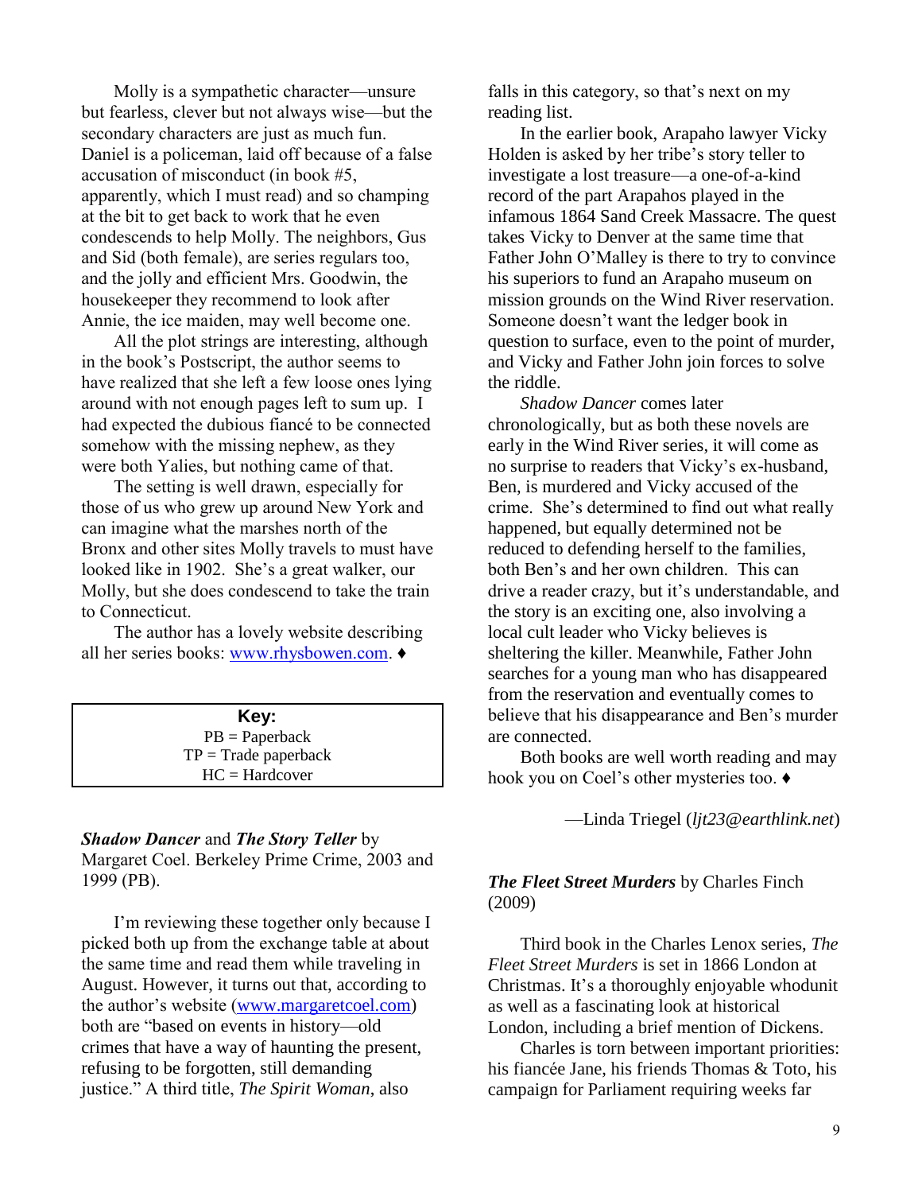Molly is a sympathetic character—unsure but fearless, clever but not always wise—but the secondary characters are just as much fun. Daniel is a policeman, laid off because of a false accusation of misconduct (in book #5, apparently, which I must read) and so champing at the bit to get back to work that he even condescends to help Molly. The neighbors, Gus and Sid (both female), are series regulars too, and the jolly and efficient Mrs. Goodwin, the housekeeper they recommend to look after Annie, the ice maiden, may well become one.

All the plot strings are interesting, although in the book's Postscript, the author seems to have realized that she left a few loose ones lying around with not enough pages left to sum up. I had expected the dubious fiancé to be connected somehow with the missing nephew, as they were both Yalies, but nothing came of that.

The setting is well drawn, especially for those of us who grew up around New York and can imagine what the marshes north of the Bronx and other sites Molly travels to must have looked like in 1902. She's a great walker, our Molly, but she does condescend to take the train to Connecticut.

The author has a lovely website describing all her series books: [www.rhysbowen.com](http://www.rhysbowen.com). ♦

| **Key:** |
|---|
| PB = Paperback |
| TP = Trade paperback |
| HC = Hardcover |

***Shadow Dancer*** and ***The Story Teller*** by Margaret Coel. Berkeley Prime Crime, 2003 and 1999 (PB).

I'm reviewing these together only because I picked both up from the exchange table at about the same time and read them while traveling in August. However, it turns out that, according to the author's website ([www.margaretcoel.com](http://www.margaretcoel.com)) both are "based on events in history—old crimes that have a way of haunting the present, refusing to be forgotten, still demanding justice." A third title, *The Spirit Woman*, also falls in this category, so that's next on my reading list.

In the earlier book, Arapaho lawyer Vicky Holden is asked by her tribe's story teller to investigate a lost treasure—a one-of-a-kind record of the part Arapahos played in the infamous 1864 Sand Creek Massacre. The quest takes Vicky to Denver at the same time that Father John O'Malley is there to try to convince his superiors to fund an Arapaho museum on mission grounds on the Wind River reservation. Someone doesn't want the ledger book in question to surface, even to the point of murder, and Vicky and Father John join forces to solve the riddle.

*Shadow Dancer* comes later chronologically, but as both these novels are early in the Wind River series, it will come as no surprise to readers that Vicky's ex-husband, Ben, is murdered and Vicky accused of the crime. She's determined to find out what really happened, but equally determined not be reduced to defending herself to the families, both Ben's and her own children. This can drive a reader crazy, but it's understandable, and the story is an exciting one, also involving a local cult leader who Vicky believes is sheltering the killer. Meanwhile, Father John searches for a young man who has disappeared from the reservation and eventually comes to believe that his disappearance and Ben's murder are connected.

Both books are well worth reading and may hook you on Coel's other mysteries too. ♦

—Linda Triegel (*ljt23@earthlink.net*)

***The Fleet Street Murders*** by Charles Finch (2009)

Third book in the Charles Lenox series, *The Fleet Street Murders* is set in 1866 London at Christmas. It's a thoroughly enjoyable whodunit as well as a fascinating look at historical London, including a brief mention of Dickens.

Charles is torn between important priorities: his fiancée Jane, his friends Thomas & Toto, his campaign for Parliament requiring weeks far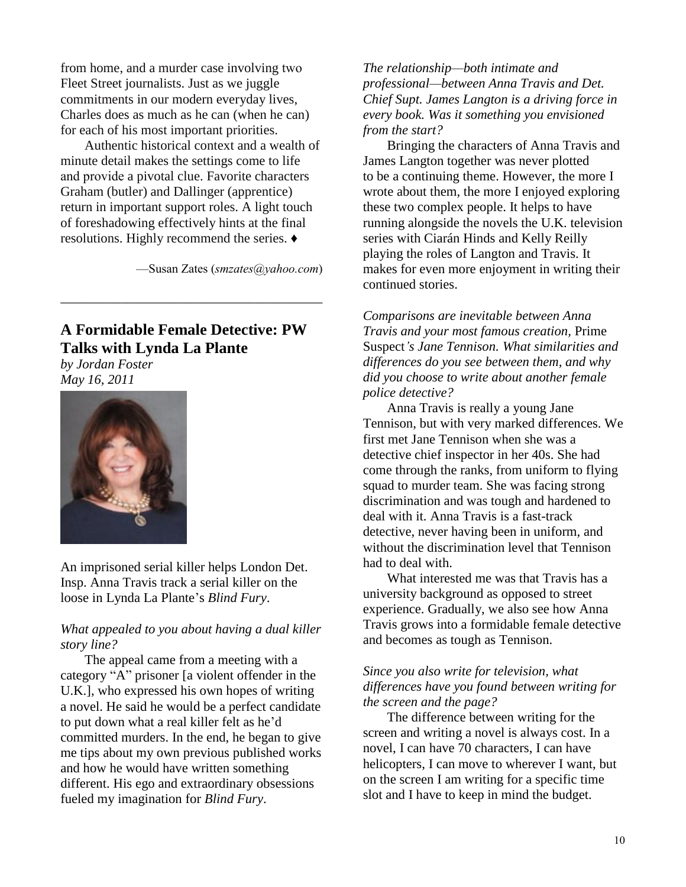from home, and a murder case involving two Fleet Street journalists. Just as we juggle commitments in our modern everyday lives, Charles does as much as he can (when he can) for each of his most important priorities.

Authentic historical context and a wealth of minute detail makes the settings come to life and provide a pivotal clue. Favorite characters Graham (butler) and Dallinger (apprentice) return in important support roles. A light touch of foreshadowing effectively hints at the final resolutions. Highly recommend the series. ♦

—Susan Zates (*smzates@yahoo.com*)

---

## A Formidable Female Detective: PW Talks with Lynda La Plante

*by Jordan Foster*
*May 16, 2011*

An imprisoned serial killer helps London Det. Insp. Anna Travis track a serial killer on the loose in Lynda La Plante's *Blind Fury*.

*What appealed to you about having a dual killer story line?*

The appeal came from a meeting with a category "A" prisoner [a violent offender in the U.K.], who expressed his own hopes of writing a novel. He said he would be a perfect candidate to put down what a real killer felt as he'd committed murders. In the end, he began to give me tips about my own previous published works and how he would have written something different. His ego and extraordinary obsessions fueled my imagination for *Blind Fury*.

*The relationship—both intimate and professional—between Anna Travis and Det. Chief Supt. James Langton is a driving force in every book. Was it something you envisioned from the start?*

Bringing the characters of Anna Travis and James Langton together was never plotted to be a continuing theme. However, the more I wrote about them, the more I enjoyed exploring these two complex people. It helps to have running alongside the novels the U.K. television series with Ciarán Hinds and Kelly Reilly playing the roles of Langton and Travis. It makes for even more enjoyment in writing their continued stories.

*Comparisons are inevitable between Anna Travis and your most famous creation,* Prime Suspect*'s Jane Tennison. What similarities and differences do you see between them, and why did you choose to write about another female police detective?*

Anna Travis is really a young Jane Tennison, but with very marked differences. We first met Jane Tennison when she was a detective chief inspector in her 40s. She had come through the ranks, from uniform to flying squad to murder team. She was facing strong discrimination and was tough and hardened to deal with it. Anna Travis is a fast-track detective, never having been in uniform, and without the discrimination level that Tennison had to deal with.

What interested me was that Travis has a university background as opposed to street experience. Gradually, we also see how Anna Travis grows into a formidable female detective and becomes as tough as Tennison.

*Since you also write for television, what differences have you found between writing for the screen and the page?*

The difference between writing for the screen and writing a novel is always cost. In a novel, I can have 70 characters, I can have helicopters, I can move to wherever I want, but on the screen I am writing for a specific time slot and I have to keep in mind the budget.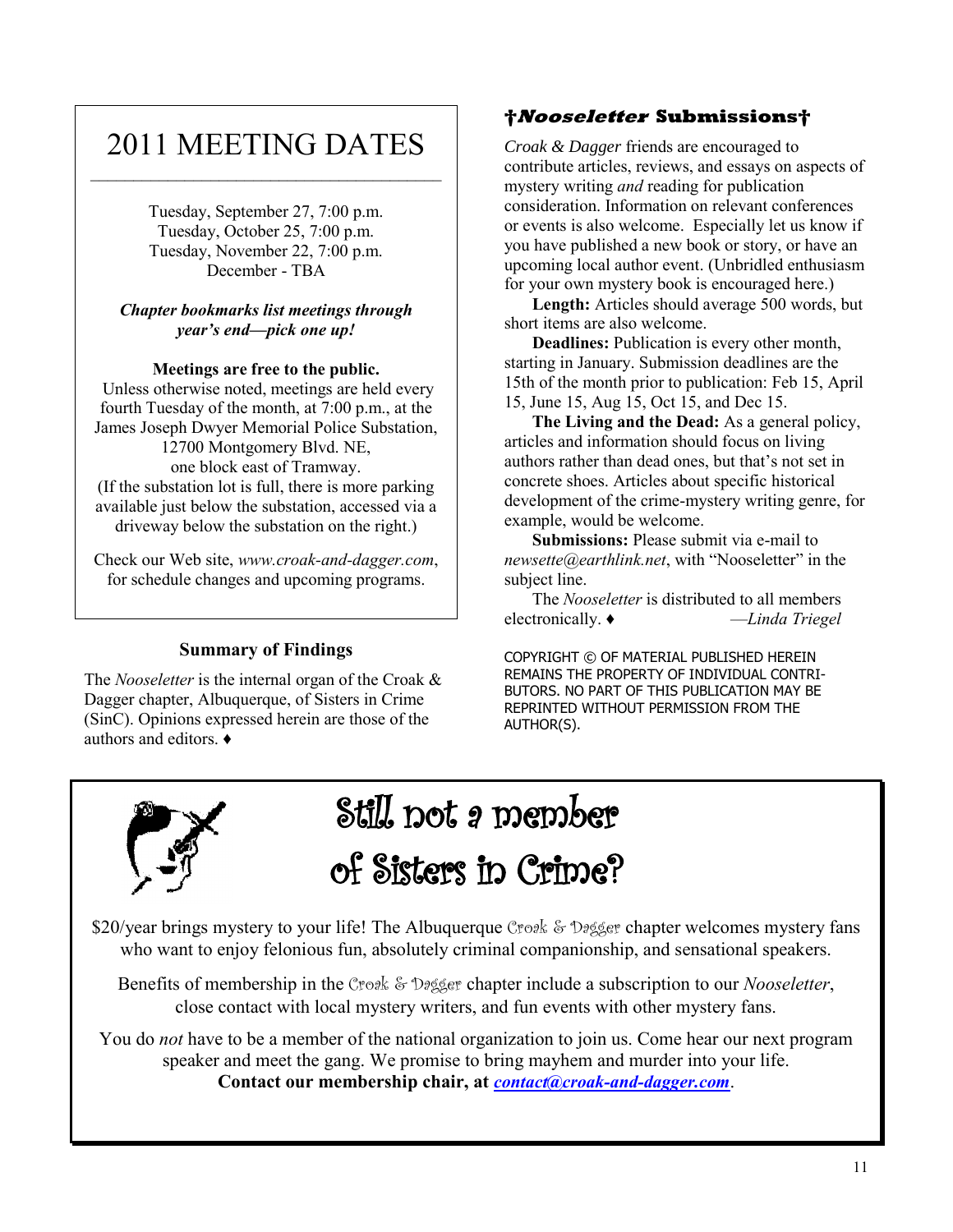# 2011 MEETING DATES

Tuesday, September 27, 7:00 p.m.
Tuesday, October 25, 7:00 p.m.
Tuesday, November 22, 7:00 p.m.
December - TBA

***Chapter bookmarks list meetings through year's end—pick one up!***

**Meetings are free to the public.**
Unless otherwise noted, meetings are held every fourth Tuesday of the month, at 7:00 p.m., at the James Joseph Dwyer Memorial Police Substation, 12700 Montgomery Blvd. NE, one block east of Tramway.
(If the substation lot is full, there is more parking available just below the substation, accessed via a driveway below the substation on the right.)

Check our Web site, *www.croak-and-dagger.com*, for schedule changes and upcoming programs.

### Summary of Findings

The *Nooseletter* is the internal organ of the Croak & Dagger chapter, Albuquerque, of Sisters in Crime (SinC). Opinions expressed herein are those of the authors and editors. ♦

## †*Nooseletter* Submissions†

*Croak & Dagger* friends are encouraged to contribute articles, reviews, and essays on aspects of mystery writing *and* reading for publication consideration. Information on relevant conferences or events is also welcome. Especially let us know if you have published a new book or story, or have an upcoming local author event. (Unbridled enthusiasm for your own mystery book is encouraged here.)

**Length:** Articles should average 500 words, but short items are also welcome.

**Deadlines:** Publication is every other month, starting in January. Submission deadlines are the 15th of the month prior to publication: Feb 15, April 15, June 15, Aug 15, Oct 15, and Dec 15.

**The Living and the Dead:** As a general policy, articles and information should focus on living authors rather than dead ones, but that's not set in concrete shoes. Articles about specific historical development of the crime-mystery writing genre, for example, would be welcome.

**Submissions:** Please submit via e-mail to *newsette@earthlink.net*, with "Nooseletter" in the subject line.

The *Nooseletter* is distributed to all members electronically. ♦ —*Linda Triegel*

COPYRIGHT © OF MATERIAL PUBLISHED HEREIN REMAINS THE PROPERTY OF INDIVIDUAL CONTRIBUTORS. NO PART OF THIS PUBLICATION MAY BE REPRINTED WITHOUT PERMISSION FROM THE AUTHOR(S).

## Still not a member of Sisters in Crime?

$20/year brings mystery to your life! The Albuquerque Croak & Dagger chapter welcomes mystery fans who want to enjoy felonious fun, absolutely criminal companionship, and sensational speakers.

Benefits of membership in the Croak & Dagger chapter include a subscription to our *Nooseletter*, close contact with local mystery writers, and fun events with other mystery fans.

You do *not* have to be a member of the national organization to join us. Come hear our next program speaker and meet the gang. We promise to bring mayhem and murder into your life.
**Contact our membership chair, at *contact@croak-and-dagger.com*.**